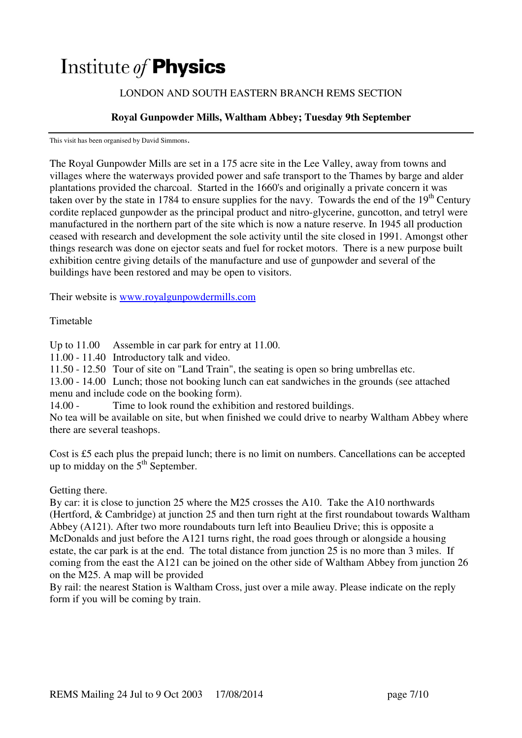# Institute *of* **Physics**

LONDON AND SOUTH EASTERN BRANCH REMS SECTION

## Royal Gunpowder Mills, Waltham Abbey; Tuesday 9th September

This visit has been organised by David Simmons.

The Royal Gunpowder Mills are set in a 175 acre site in the Lee Valley, away from towns and villages where the waterways provided power and safe transport to the Thames by barge and alder plantations provided the charcoal. Started in the 1660's and originally a private concern it was taken over by the state in 1784 to ensure supplies for the navy. Towards the end of the 19th Century cordite replaced gunpowder as the principal product and nitro-glycerine, guncotton, and tetryl were manufactured in the northern part of the site which is now a nature reserve. In 1945 all production ceased with research and development the sole activity until the site closed in 1991. Amongst other things research was done on ejector seats and fuel for rocket motors. There is a new purpose built exhibition centre giving details of the manufacture and use of gunpowder and several of the buildings have been restored and may be open to visitors.

Their website is [www.royalgunpowdermills.com](http://www.royalgunpowdermills.com)

Timetable

Up to 11.00 Assemble in car park for entry at 11.00.
11.00 - 11.40 Introductory talk and video.
11.50 - 12.50 Tour of site on "Land Train", the seating is open so bring umbrellas etc.
13.00 - 14.00 Lunch; those not booking lunch can eat sandwiches in the grounds (see attached menu and include code on the booking form).
14.00 - Time to look round the exhibition and restored buildings.
No tea will be available on site, but when finished we could drive to nearby Waltham Abbey where there are several teashops.

Cost is £5 each plus the prepaid lunch; there is no limit on numbers. Cancellations can be accepted up to midday on the 5th September.

Getting there.
By car: it is close to junction 25 where the M25 crosses the A10. Take the A10 northwards (Hertford, & Cambridge) at junction 25 and then turn right at the first roundabout towards Waltham Abbey (A121). After two more roundabouts turn left into Beaulieu Drive; this is opposite a McDonalds and just before the A121 turns right, the road goes through or alongside a housing estate, the car park is at the end. The total distance from junction 25 is no more than 3 miles. If coming from the east the A121 can be joined on the other side of Waltham Abbey from junction 26 on the M25. A map will be provided
By rail: the nearest Station is Waltham Cross, just over a mile away. Please indicate on the reply form if you will be coming by train.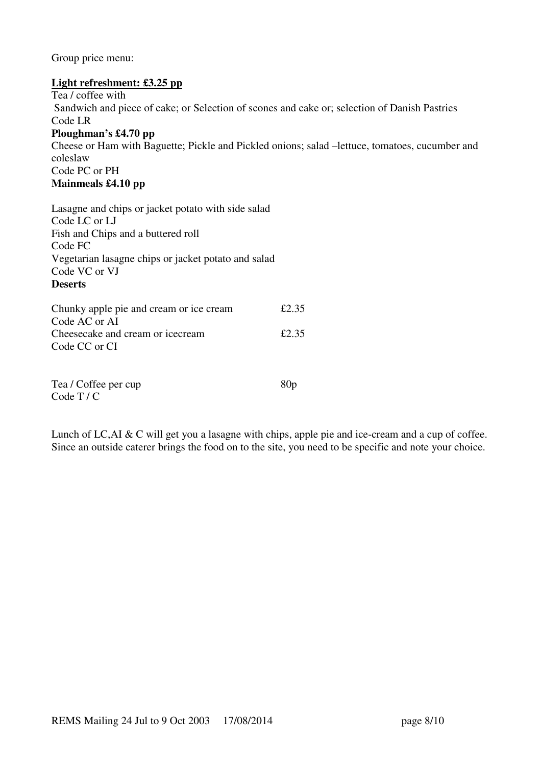Group price menu:

**Light refreshment: £3.25 pp**

Tea / coffee with
Sandwich and piece of cake; or Selection of scones and cake or; selection of Danish Pastries
Code LR

**Ploughman's £4.70 pp**

Cheese or Ham with Baguette; Pickle and Pickled onions; salad –lettuce, tomatoes, cucumber and coleslaw
Code PC or PH

**Mainmeals £4.10 pp**

Lasagne and chips or jacket potato with side salad
Code LC or LJ
Fish and Chips and a buttered roll
Code FC
Vegetarian lasagne chips or jacket potato and salad
Code VC or VJ

**Deserts**

| | |
|---|---|
| Chunky apple pie and cream or ice cream<br>Code AC or AI | £2.35 |
| Cheesecake and cream or icecream<br>Code CC or CI | £2.35 |
| Tea / Coffee per cup<br>Code T / C | 80p |

Lunch of LC,AI & C will get you a lasagne with chips, apple pie and ice-cream and a cup of coffee. Since an outside caterer brings the food on to the site, you need to be specific and note your choice.